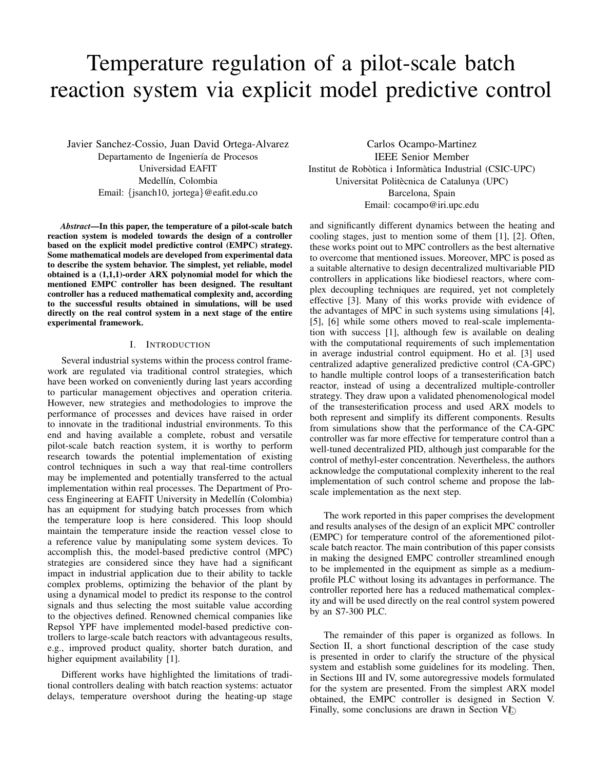# Temperature regulation of a pilot-scale batch reaction system via explicit model predictive control

Javier Sanchez-Cossio, Juan David Ortega-Alvarez
Departamento de Ingeniería de Procesos
Universidad EAFIT
Medellín, Colombia
Email: {jsanch10, jortega}@eafit.edu.co

Carlos Ocampo-Martinez
IEEE Senior Member
Institut de Robòtica i Informàtica Industrial (CSIC-UPC)
Universitat Politècnica de Catalunya (UPC)
Barcelona, Spain
Email: cocampo@iri.upc.edu

***Abstract*—In this paper, the temperature of a pilot-scale batch reaction system is modeled towards the design of a controller based on the explicit model predictive control (EMPC) strategy. Some mathematical models are developed from experimental data to describe the system behavior. The simplest, yet reliable, model obtained is a (1,1,1)-order ARX polynomial model for which the mentioned EMPC controller has been designed. The resultant controller has a reduced mathematical complexity and, according to the successful results obtained in simulations, will be used directly on the real control system in a next stage of the entire experimental framework.**

## I. Introduction

Several industrial systems within the process control framework are regulated via traditional control strategies, which have been worked on conveniently during last years according to particular management objectives and operation criteria. However, new strategies and methodologies to improve the performance of processes and devices have raised in order to innovate in the traditional industrial environments. To this end and having available a complete, robust and versatile pilot-scale batch reaction system, it is worthy to perform research towards the potential implementation of existing control techniques in such a way that real-time controllers may be implemented and potentially transferred to the actual implementation within real processes. The Department of Process Engineering at EAFIT University in Medellín (Colombia) has an equipment for studying batch processes from which the temperature loop is here considered. This loop should maintain the temperature inside the reaction vessel close to a reference value by manipulating some system devices. To accomplish this, the model-based predictive control (MPC) strategies are considered since they have had a significant impact in industrial application due to their ability to tackle complex problems, optimizing the behavior of the plant by using a dynamical model to predict its response to the control signals and thus selecting the most suitable value according to the objectives defined. Renowned chemical companies like Repsol YPF have implemented model-based predictive controllers to large-scale batch reactors with advantageous results, e.g., improved product quality, shorter batch duration, and higher equipment availability [1].

Different works have highlighted the limitations of traditional controllers dealing with batch reaction systems: actuator delays, temperature overshoot during the heating-up stage and significantly different dynamics between the heating and cooling stages, just to mention some of them [1], [2]. Often, these works point out to MPC controllers as the best alternative to overcome that mentioned issues. Moreover, MPC is posed as a suitable alternative to design decentralized multivariable PID controllers in applications like biodiesel reactors, where complex decoupling techniques are required, yet not completely effective [3]. Many of this works provide with evidence of the advantages of MPC in such systems using simulations [4], [5], [6] while some others moved to real-scale implementation with success [1], although few is available on dealing with the computational requirements of such implementation in average industrial control equipment. Ho et al. [3] used centralized adaptive generalized predictive control (CA-GPC) to handle multiple control loops of a transesterification batch reactor, instead of using a decentralized multiple-controller strategy. They draw upon a validated phenomenological model of the transesterification process and used ARX models to both represent and simplify its different components. Results from simulations show that the performance of the CA-GPC controller was far more effective for temperature control than a well-tuned decentralized PID, although just comparable for the control of methyl-ester concentration. Nevertheless, the authors acknowledge the computational complexity inherent to the real implementation of such control scheme and propose the lab-scale implementation as the next step.

The work reported in this paper comprises the development and results analyses of the design of an explicit MPC controller (EMPC) for temperature control of the aforementioned pilot-scale batch reactor. The main contribution of this paper consists in making the designed EMPC controller streamlined enough to be implemented in the equipment as simple as a medium-profile PLC without losing its advantages in performance. The controller reported here has a reduced mathematical complexity and will be used directly on the real control system powered by an S7-300 PLC.

The remainder of this paper is organized as follows. In Section II, a short functional description of the case study is presented in order to clarify the structure of the physical system and establish some guidelines for its modeling. Then, in Sections III and IV, some autoregressive models formulated for the system are presented. From the simplest ARX model obtained, the EMPC controller is designed in Section V. Finally, some conclusions are drawn in Section VI.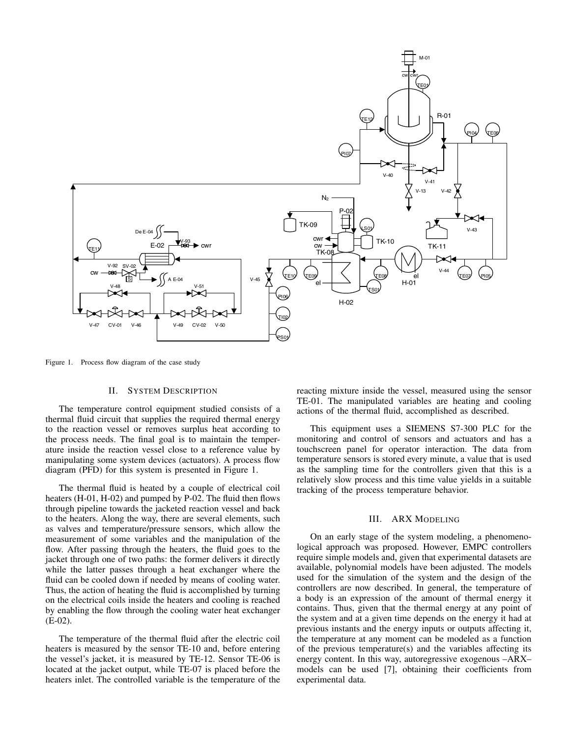Figure 1. Process flow diagram of the case study

## II. System Description

The temperature control equipment studied consists of a thermal fluid circuit that supplies the required thermal energy to the reaction vessel or removes surplus heat according to the process needs. The final goal is to maintain the temperature inside the reaction vessel close to a reference value by manipulating some system devices (actuators). A process flow diagram (PFD) for this system is presented in Figure 1.

The thermal fluid is heated by a couple of electrical coil heaters (H-01, H-02) and pumped by P-02. The fluid then flows through pipeline towards the jacketed reaction vessel and back to the heaters. Along the way, there are several elements, such as valves and temperature/pressure sensors, which allow the measurement of some variables and the manipulation of the flow. After passing through the heaters, the fluid goes to the jacket through one of two paths: the former delivers it directly while the latter passes through a heat exchanger where the fluid can be cooled down if needed by means of cooling water. Thus, the action of heating the fluid is accomplished by turning on the electrical coils inside the heaters and cooling is reached by enabling the flow through the cooling water heat exchanger (E-02).

The temperature of the thermal fluid after the electric coil heaters is measured by the sensor TE-10 and, before entering the vessel's jacket, it is measured by TE-12. Sensor TE-06 is located at the jacket output, while TE-07 is placed before the heaters inlet. The controlled variable is the temperature of the reacting mixture inside the vessel, measured using the sensor TE-01. The manipulated variables are heating and cooling actions of the thermal fluid, accomplished as described.

This equipment uses a SIEMENS S7-300 PLC for the monitoring and control of sensors and actuators and has a touchscreen panel for operator interaction. The data from temperature sensors is stored every minute, a value that is used as the sampling time for the controllers given that this is a relatively slow process and this time value yields in a suitable tracking of the process temperature behavior.

## III. ARX Modeling

On an early stage of the system modeling, a phenomenological approach was proposed. However, EMPC controllers require simple models and, given that experimental datasets are available, polynomial models have been adjusted. The models used for the simulation of the system and the design of the controllers are now described. In general, the temperature of a body is an expression of the amount of thermal energy it contains. Thus, given that the thermal energy at any point of the system and at a given time depends on the energy it had at previous instants and the energy inputs or outputs affecting it, the temperature at any moment can be modeled as a function of the previous temperature(s) and the variables affecting its energy content. In this way, autoregressive exogenous –ARX– models can be used [7], obtaining their coefficients from experimental data.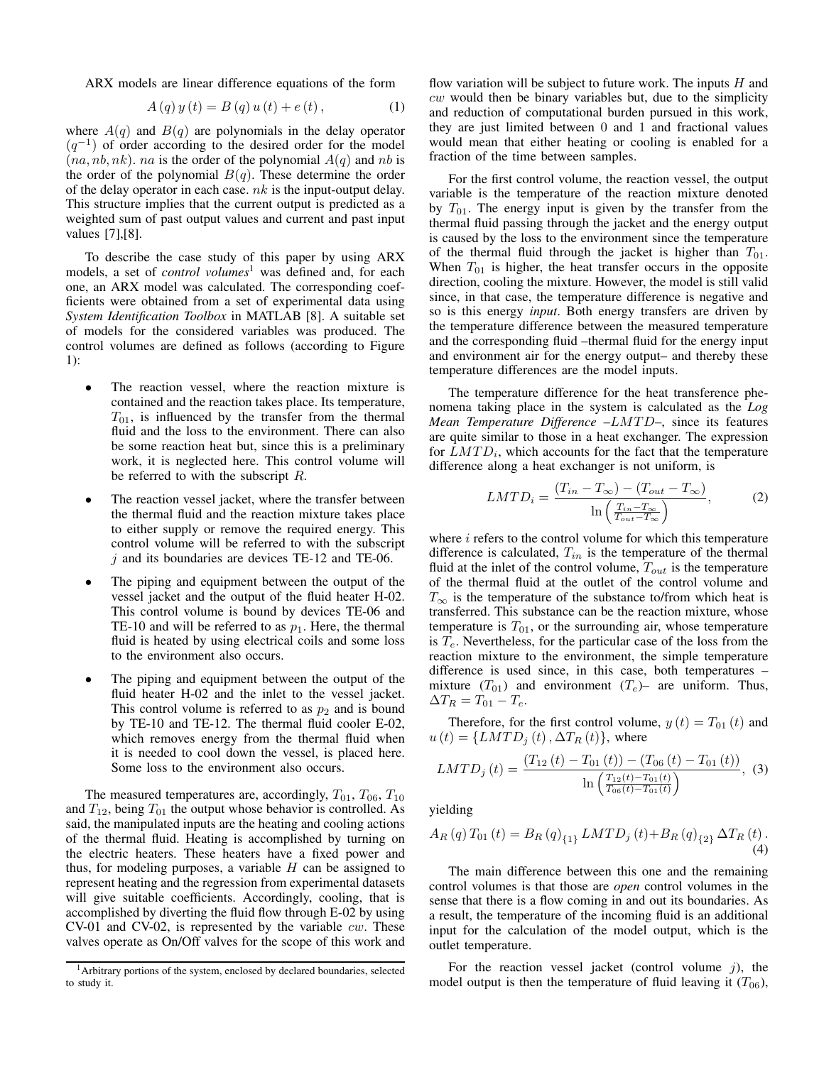ARX models are linear difference equations of the form

$$A(q)\,y(t) = B(q)\,u(t) + e(t), \tag{1}$$

where $A(q)$ and $B(q)$ are polynomials in the delay operator $(q^{-1})$ of order according to the desired order for the model $(na, nb, nk)$. $na$ is the order of the polynomial $A(q)$ and $nb$ is the order of the polynomial $B(q)$. These determine the order of the delay operator in each case. $nk$ is the input-output delay. This structure implies that the current output is predicted as a weighted sum of past output values and current and past input values [7],[8].

To describe the case study of this paper by using ARX models, a set of *control volumes*[1] was defined and, for each one, an ARX model was calculated. The corresponding coefficients were obtained from a set of experimental data using *System Identification Toolbox* in MATLAB [8]. A suitable set of models for the considered variables was produced. The control volumes are defined as follows (according to Figure 1):

- The reaction vessel, where the reaction mixture is contained and the reaction takes place. Its temperature, $T_{01}$, is influenced by the transfer from the thermal fluid and the loss to the environment. There can also be some reaction heat but, since this is a preliminary work, it is neglected here. This control volume will be referred to with the subscript $R$.
- The reaction vessel jacket, where the transfer between the thermal fluid and the reaction mixture takes place to either supply or remove the required energy. This control volume will be referred to with the subscript $j$ and its boundaries are devices TE-12 and TE-06.
- The piping and equipment between the output of the vessel jacket and the output of the fluid heater H-02. This control volume is bound by devices TE-06 and TE-10 and will be referred to as $p_1$. Here, the thermal fluid is heated by using electrical coils and some loss to the environment also occurs.
- The piping and equipment between the output of the fluid heater H-02 and the inlet to the vessel jacket. This control volume is referred to as $p_2$ and is bound by TE-10 and TE-12. The thermal fluid cooler E-02, which removes energy from the thermal fluid when it is needed to cool down the vessel, is placed here. Some loss to the environment also occurs.

The measured temperatures are, accordingly, $T_{01}$, $T_{06}$, $T_{10}$ and $T_{12}$, being $T_{01}$ the output whose behavior is controlled. As said, the manipulated inputs are the heating and cooling actions of the thermal fluid. Heating is accomplished by turning on the electric heaters. These heaters have a fixed power and thus, for modeling purposes, a variable $H$ can be assigned to represent heating and the regression from experimental datasets will give suitable coefficients. Accordingly, cooling, that is accomplished by diverting the fluid flow through E-02 by using CV-01 and CV-02, is represented by the variable $cw$. These valves operate as On/Off valves for the scope of this work and flow variation will be subject to future work. The inputs $H$ and $cw$ would then be binary variables but, due to the simplicity and reduction of computational burden pursued in this work, they are just limited between 0 and 1 and fractional values would mean that either heating or cooling is enabled for a fraction of the time between samples.

For the first control volume, the reaction vessel, the output variable is the temperature of the reaction mixture denoted by $T_{01}$. The energy input is given by the transfer from the thermal fluid passing through the jacket and the energy output is caused by the loss to the environment since the temperature of the thermal fluid through the jacket is higher than $T_{01}$. When $T_{01}$ is higher, the heat transfer occurs in the opposite direction, cooling the mixture. However, the model is still valid since, in that case, the temperature difference is negative and so is this energy *input*. Both energy transfers are driven by the temperature difference between the measured temperature and the corresponding fluid –thermal fluid for the energy input and environment air for the energy output– and thereby these temperature differences are the model inputs.

The temperature difference for the heat transference phenomena taking place in the system is calculated as the *Log Mean Temperature Difference* –$LMTD$–, since its features are quite similar to those in a heat exchanger. The expression for $LMTD_i$, which accounts for the fact that the temperature difference along a heat exchanger is not uniform, is

$$LMTD_i = \frac{(T_{in} - T_{\infty}) - (T_{out} - T_{\infty})}{\ln\left(\frac{T_{in} - T_{\infty}}{T_{out} - T_{\infty}}\right)}, \tag{2}$$

where $i$ refers to the control volume for which this temperature difference is calculated, $T_{in}$ is the temperature of the thermal fluid at the inlet of the control volume, $T_{out}$ is the temperature of the thermal fluid at the outlet of the control volume and $T_{\infty}$ is the temperature of the substance to/from which heat is transferred. This substance can be the reaction mixture, whose temperature is $T_{01}$, or the surrounding air, whose temperature is $T_e$. Nevertheless, for the particular case of the loss from the reaction mixture to the environment, the simple temperature difference is used since, in this case, both temperatures – mixture ($T_{01}$) and environment ($T_e$)– are uniform. Thus, $\Delta T_R = T_{01} - T_e$.

Therefore, for the first control volume, $y(t) = T_{01}(t)$ and $u(t) = \{LMTD_j(t), \Delta T_R(t)\}$, where

$$LMTD_j(t) = \frac{(T_{12}(t) - T_{01}(t)) - (T_{06}(t) - T_{01}(t))}{\ln\left(\frac{T_{12}(t) - T_{01}(t)}{T_{06}(t) - T_{01}(t)}\right)}, \tag{3}$$

yielding

$$A_R(q)\,T_{01}(t) = B_R(q)_{\{1\}}\,LMTD_j(t) + B_R(q)_{\{2\}}\,\Delta T_R(t). \tag{4}$$

The main difference between this one and the remaining control volumes is that those are *open* control volumes in the sense that there is a flow coming in and out its boundaries. As a result, the temperature of the incoming fluid is an additional input for the calculation of the model output, which is the outlet temperature.

For the reaction vessel jacket (control volume $j$), the model output is then the temperature of fluid leaving it ($T_{06}$),

[1] Arbitrary portions of the system, enclosed by declared boundaries, selected to study it.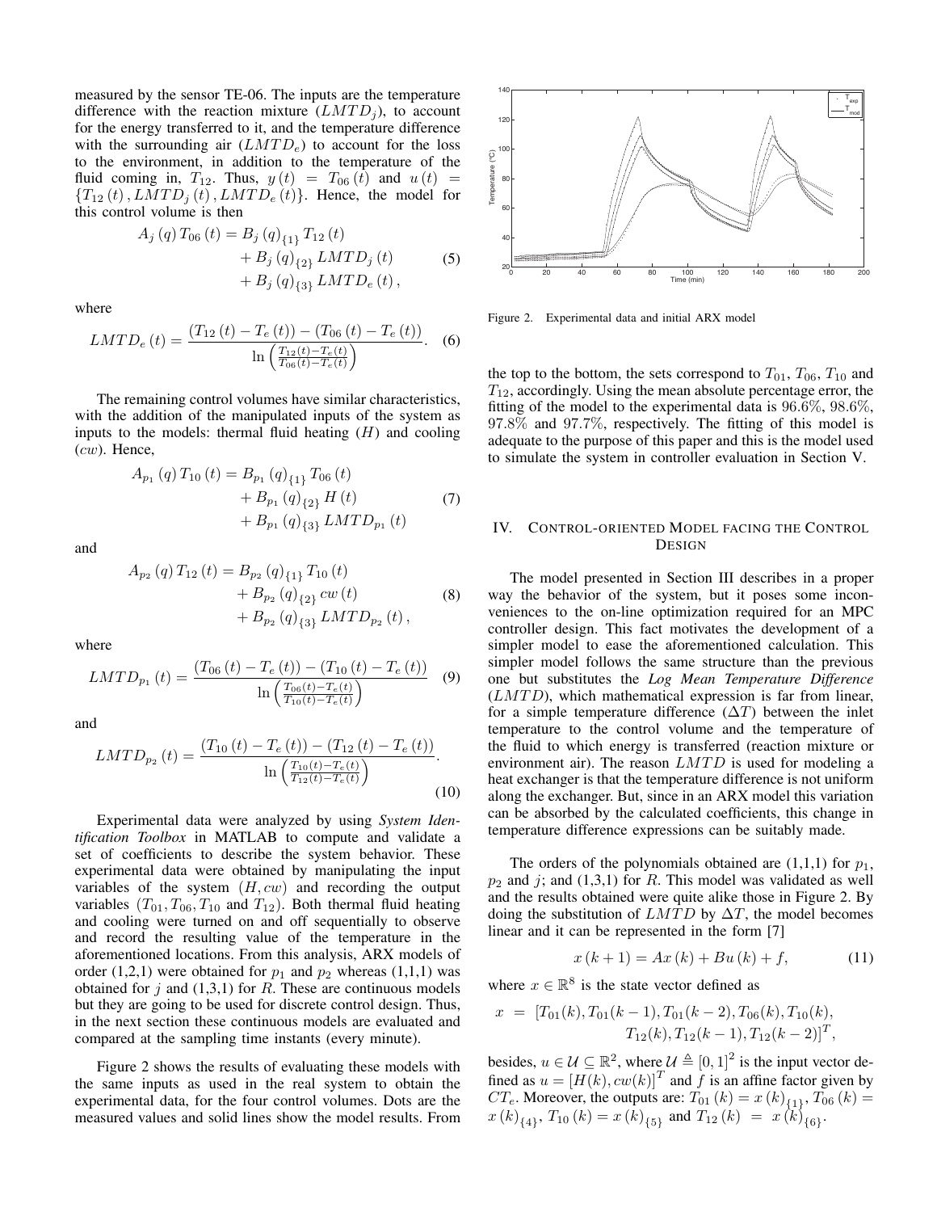measured by the sensor TE-06. The inputs are the temperature difference with the reaction mixture ($LMTD_j$), to account for the energy transferred to it, and the temperature difference with the surrounding air ($LMTD_e$) to account for the loss to the environment, in addition to the temperature of the fluid coming in, $T_{12}$. Thus, $y(t) = T_{06}(t)$ and $u(t) = \{T_{12}(t), LMTD_j(t), LMTD_e(t)\}$. Hence, the model for this control volume is then

$$
\begin{aligned}
A_j(q) T_{06}(t) = {} & B_j(q)_{\{1\}} T_{12}(t) \\
& + B_j(q)_{\{2\}} LMTD_j(t) \\
& + B_j(q)_{\{3\}} LMTD_e(t),
\end{aligned} \tag{5}
$$

where

$$
LMTD_e(t) = \frac{(T_{12}(t) - T_e(t)) - (T_{06}(t) - T_e(t))}{\ln\left(\frac{T_{12}(t) - T_e(t)}{T_{06}(t) - T_e(t)}\right)}. \tag{6}
$$

The remaining control volumes have similar characteristics, with the addition of the manipulated inputs of the system as inputs to the models: thermal fluid heating ($H$) and cooling ($cw$). Hence,

$$
\begin{aligned}
A_{p_1}(q) T_{10}(t) = {} & B_{p_1}(q)_{\{1\}} T_{06}(t) \\
& + B_{p_1}(q)_{\{2\}} H(t) \\
& + B_{p_1}(q)_{\{3\}} LMTD_{p_1}(t)
\end{aligned} \tag{7}
$$

and

$$
\begin{aligned}
A_{p_2}(q) T_{12}(t) = {} & B_{p_2}(q)_{\{1\}} T_{10}(t) \\
& + B_{p_2}(q)_{\{2\}} cw(t) \\
& + B_{p_2}(q)_{\{3\}} LMTD_{p_2}(t),
\end{aligned} \tag{8}
$$

where

$$
LMTD_{p_1}(t) = \frac{(T_{06}(t) - T_e(t)) - (T_{10}(t) - T_e(t))}{\ln\left(\frac{T_{06}(t) - T_e(t)}{T_{10}(t) - T_e(t)}\right)} \tag{9}
$$

and

$$
LMTD_{p_2}(t) = \frac{(T_{10}(t) - T_e(t)) - (T_{12}(t) - T_e(t))}{\ln\left(\frac{T_{10}(t) - T_e(t)}{T_{12}(t) - T_e(t)}\right)}. \tag{10}
$$

Experimental data were analyzed by using *System Identification Toolbox* in MATLAB to compute and validate a set of coefficients to describe the system behavior. These experimental data were obtained by manipulating the input variables of the system $(H, cw)$ and recording the output variables $(T_{01}, T_{06}, T_{10}$ and $T_{12})$. Both thermal fluid heating and cooling were turned on and off sequentially to observe and record the resulting value of the temperature in the aforementioned locations. From this analysis, ARX models of order (1,2,1) were obtained for $p_1$ and $p_2$ whereas (1,1,1) was obtained for $j$ and (1,3,1) for $R$. These are continuous models but they are going to be used for discrete control design. Thus, in the next section these continuous models are evaluated and compared at the sampling time instants (every minute).

Figure 2 shows the results of evaluating these models with the same inputs as used in the real system to obtain the experimental data, for the four control volumes. Dots are the measured values and solid lines show the model results. From the top to the bottom, the sets correspond to $T_{01}$, $T_{06}$, $T_{10}$ and $T_{12}$, accordingly. Using the mean absolute percentage error, the fitting of the model to the experimental data is 96.6%, 98.6%, 97.8% and 97.7%, respectively. The fitting of this model is adequate to the purpose of this paper and this is the model used to simulate the system in controller evaluation in Section V.

Figure 2. Experimental data and initial ARX model

## IV. Control-oriented Model facing the Control Design

The model presented in Section III describes in a proper way the behavior of the system, but it poses some inconveniences to the on-line optimization required for an MPC controller design. This fact motivates the development of a simpler model to ease the aforementioned calculation. This simpler model follows the same structure than the previous one but substitutes the *Log Mean Temperature Difference* ($LMTD$), which mathematical expression is far from linear, for a simple temperature difference ($\Delta T$) between the inlet temperature to the control volume and the temperature of the fluid to which energy is transferred (reaction mixture or environment air). The reason $LMTD$ is used for modeling a heat exchanger is that the temperature difference is not uniform along the exchanger. But, since in an ARX model this variation can be absorbed by the calculated coefficients, this change in temperature difference expressions can be suitably made.

The orders of the polynomials obtained are (1,1,1) for $p_1$, $p_2$ and $j$; and (1,3,1) for $R$. This model was validated as well and the results obtained were quite alike those in Figure 2. By doing the substitution of $LMTD$ by $\Delta T$, the model becomes linear and it can be represented in the form [7]

$$
x(k+1) = Ax(k) + Bu(k) + f, \tag{11}
$$

where $x \in \mathbb{R}^8$ is the state vector defined as

$$
\begin{aligned}
x = {} & [T_{01}(k), T_{01}(k-1), T_{01}(k-2), T_{06}(k), T_{10}(k), \\
& T_{12}(k), T_{12}(k-1), T_{12}(k-2)]^T,
\end{aligned}
$$

besides, $u \in \mathcal{U} \subseteq \mathbb{R}^2$, where $\mathcal{U} \triangleq [0,1]^2$ is the input vector defined as $u = [H(k), cw(k)]^T$ and $f$ is an affine factor given by $CT_e$. Moreover, the outputs are: $T_{01}(k) = x(k)_{\{1\}}$, $T_{06}(k) = x(k)_{\{4\}}$, $T_{10}(k) = x(k)_{\{5\}}$ and $T_{12}(k) = x(k)_{\{6\}}$.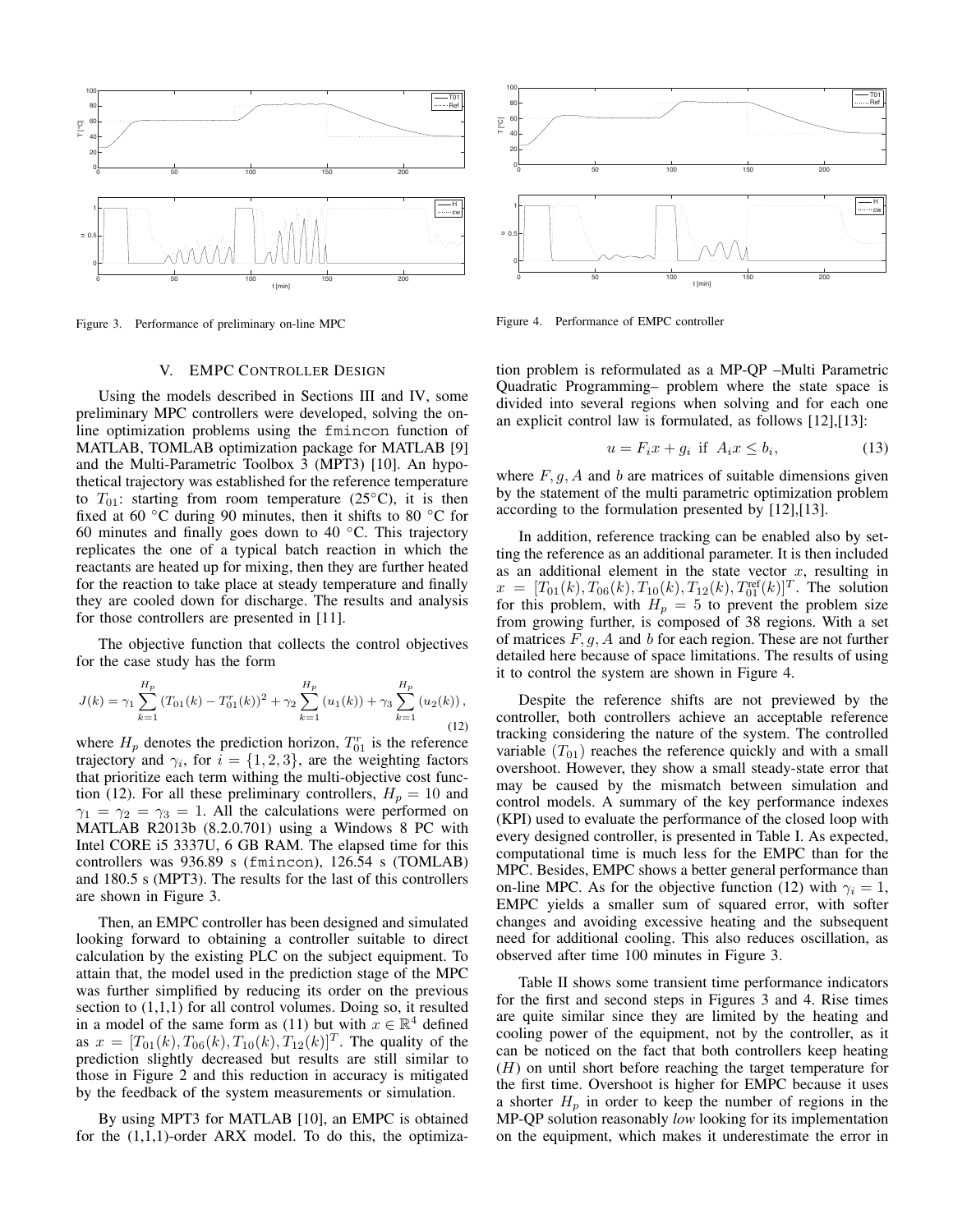Figure 3. Performance of preliminary on-line MPC

Figure 4. Performance of EMPC controller

## V. EMPC Controller Design

Using the models described in Sections III and IV, some preliminary MPC controllers were developed, solving the on-line optimization problems using the `fmincon` function of MATLAB, TOMLAB optimization package for MATLAB [9] and the Multi-Parametric Toolbox 3 (MPT3) [10]. An hypothetical trajectory was established for the reference temperature to $T_{01}$: starting from room temperature (25°C), it is then fixed at 60 °C during 90 minutes, then it shifts to 80 °C for 60 minutes and finally goes down to 40 °C. This trajectory replicates the one of a typical batch reaction in which the reactants are heated up for mixing, then they are further heated for the reaction to take place at steady temperature and finally they are cooled down for discharge. The results and analysis for those controllers are presented in [11].

The objective function that collects the control objectives for the case study has the form

$$J(k) = \gamma_1 \sum_{k=1}^{H_p} (T_{01}(k) - T_{01}^r(k))^2 + \gamma_2 \sum_{k=1}^{H_p} (u_1(k)) + \gamma_3 \sum_{k=1}^{H_p} (u_2(k)), \tag{12}$$

where $H_p$ denotes the prediction horizon, $T_{01}^r$ is the reference trajectory and $\gamma_i$, for $i = \{1, 2, 3\}$, are the weighting factors that prioritize each term withing the multi-objective cost function (12). For all these preliminary controllers, $H_p = 10$ and $\gamma_1 = \gamma_2 = \gamma_3 = 1$. All the calculations were performed on MATLAB R2013b (8.2.0.701) using a Windows 8 PC with Intel CORE i5 3337U, 6 GB RAM. The elapsed time for this controllers was 936.89 s (`fmincon`), 126.54 s (TOMLAB) and 180.5 s (MPT3). The results for the last of this controllers are shown in Figure 3.

Then, an EMPC controller has been designed and simulated looking forward to obtaining a controller suitable to direct calculation by the existing PLC on the subject equipment. To attain that, the model used in the prediction stage of the MPC was further simplified by reducing its order on the previous section to (1,1,1) for all control volumes. Doing so, it resulted in a model of the same form as (11) but with $x \in \mathbb{R}^4$ defined as $x = [T_{01}(k), T_{06}(k), T_{10}(k), T_{12}(k)]^T$. The quality of the prediction slightly decreased but results are still similar to those in Figure 2 and this reduction in accuracy is mitigated by the feedback of the system measurements or simulation.

By using MPT3 for MATLAB [10], an EMPC is obtained for the (1,1,1)-order ARX model. To do this, the optimization problem is reformulated as a MP-QP –Multi Parametric Quadratic Programming– problem where the state space is divided into several regions when solving and for each one an explicit control law is formulated, as follows [12],[13]:

$$u = F_i x + g_i \text{ if } A_i x \leq b_i, \tag{13}$$

where $F, g, A$ and $b$ are matrices of suitable dimensions given by the statement of the multi parametric optimization problem according to the formulation presented by [12],[13].

In addition, reference tracking can be enabled also by setting the reference as an additional parameter. It is then included as an additional element in the state vector $x$, resulting in $x = [T_{01}(k), T_{06}(k), T_{10}(k), T_{12}(k), T_{01}^{\text{ref}}(k)]^T$. The solution for this problem, with $H_p = 5$ to prevent the problem size from growing further, is composed of 38 regions. With a set of matrices $F, g, A$ and $b$ for each region. These are not further detailed here because of space limitations. The results of using it to control the system are shown in Figure 4.

Despite the reference shifts are not previewed by the controller, both controllers achieve an acceptable reference tracking considering the nature of the system. The controlled variable ($T_{01}$) reaches the reference quickly and with a small overshoot. However, they show a small steady-state error that may be caused by the mismatch between simulation and control models. A summary of the key performance indexes (KPI) used to evaluate the performance of the closed loop with every designed controller, is presented in Table I. As expected, computational time is much less for the EMPC than for the MPC. Besides, EMPC shows a better general performance than on-line MPC. As for the objective function (12) with $\gamma_i = 1$, EMPC yields a smaller sum of squared error, with softer changes and avoiding excessive heating and the subsequent need for additional cooling. This also reduces oscillation, as observed after time 100 minutes in Figure 3.

Table II shows some transient time performance indicators for the first and second steps in Figures 3 and 4. Rise times are quite similar since they are limited by the heating and cooling power of the equipment, not by the controller, as it can be noticed on the fact that both controllers keep heating ($H$) on until short before reaching the target temperature for the first time. Overshoot is higher for EMPC because it uses a shorter $H_p$ in order to keep the number of regions in the MP-QP solution reasonably *low* looking for its implementation on the equipment, which makes it underestimate the error in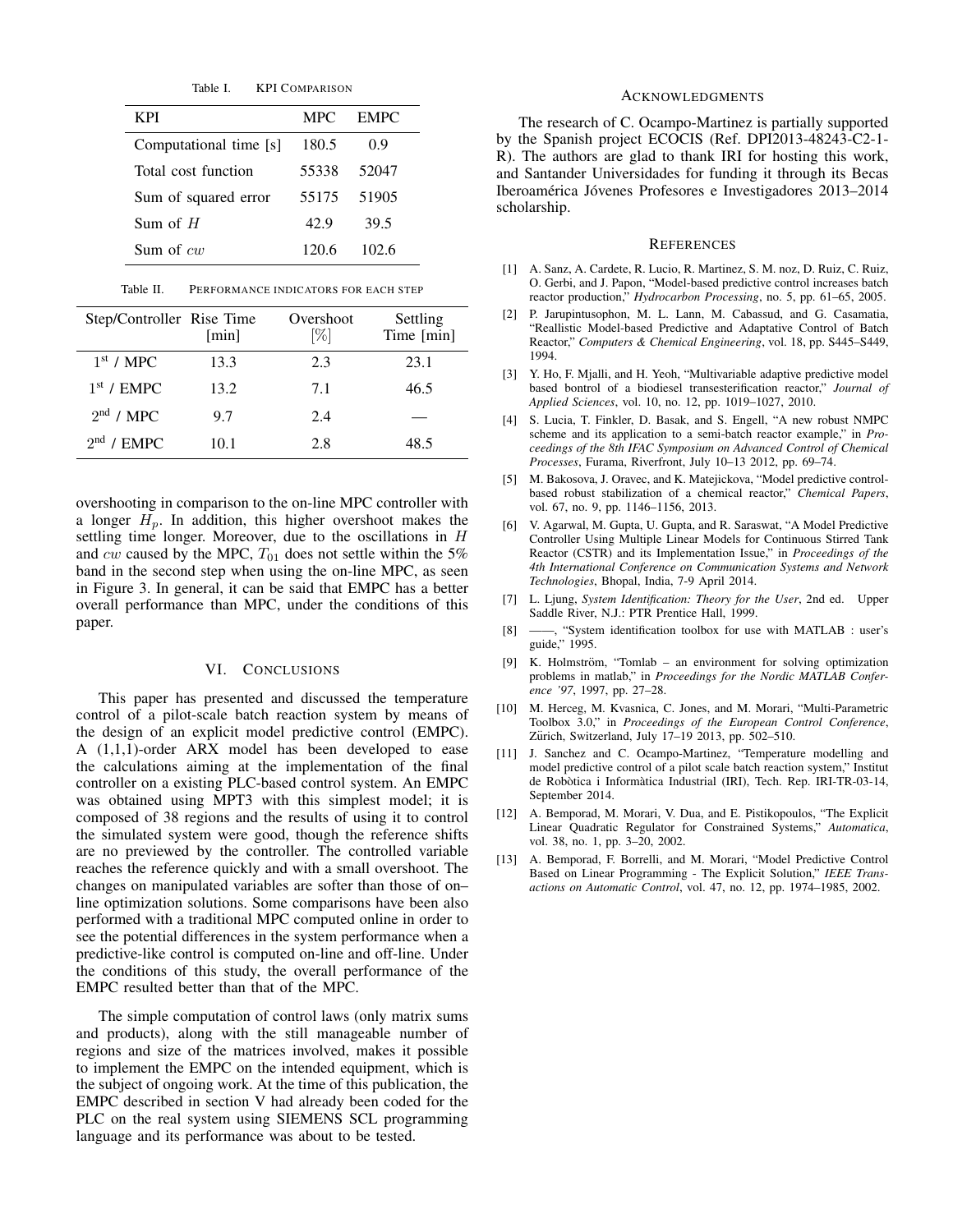Table I. KPI COMPARISON

| KPI | MPC | EMPC |
| --- | --- | --- |
| Computational time [s] | 180.5 | 0.9 |
| Total cost function | 55338 | 52047 |
| Sum of squared error | 55175 | 51905 |
| Sum of $H$ | 42.9 | 39.5 |
| Sum of $cw$ | 120.6 | 102.6 |

Table II. PERFORMANCE INDICATORS FOR EACH STEP

| Step/Controller | Rise Time [min] | Overshoot [%] | Settling Time [min] |
| --- | --- | --- | --- |
| 1st / MPC | 13.3 | 2.3 | 23.1 |
| 1st / EMPC | 13.2 | 7.1 | 46.5 |
| 2nd / MPC | 9.7 | 2.4 | — |
| 2nd / EMPC | 10.1 | 2.8 | 48.5 |

overshooting in comparison to the on-line MPC controller with a longer $H_p$. In addition, this higher overshoot makes the settling time longer. Moreover, due to the oscillations in $H$ and $cw$ caused by the MPC, $T_{01}$ does not settle within the 5% band in the second step when using the on-line MPC, as seen in Figure 3. In general, it can be said that EMPC has a better overall performance than MPC, under the conditions of this paper.

## VI. CONCLUSIONS

This paper has presented and discussed the temperature control of a pilot-scale batch reaction system by means of the design of an explicit model predictive control (EMPC). A (1,1,1)-order ARX model has been developed to ease the calculations aiming at the implementation of the final controller on a existing PLC-based control system. An EMPC was obtained using MPT3 with this simplest model; it is composed of 38 regions and the results of using it to control the simulated system were good, though the reference shifts are no previewed by the controller. The controlled variable reaches the reference quickly and with a small overshoot. The changes on manipulated variables are softer than those of on–line optimization solutions. Some comparisons have been also performed with a traditional MPC computed online in order to see the potential differences in the system performance when a predictive-like control is computed on-line and off-line. Under the conditions of this study, the overall performance of the EMPC resulted better than that of the MPC.

The simple computation of control laws (only matrix sums and products), along with the still manageable number of regions and size of the matrices involved, makes it possible to implement the EMPC on the intended equipment, which is the subject of ongoing work. At the time of this publication, the EMPC described in section V had already been coded for the PLC on the real system using SIEMENS SCL programming language and its performance was about to be tested.

## ACKNOWLEDGMENTS

The research of C. Ocampo-Martinez is partially supported by the Spanish project ECOCIS (Ref. DPI2013-48243-C2-1-R). The authors are glad to thank IRI for hosting this work, and Santander Universidades for funding it through its Becas Iberoamérica Jóvenes Profesores e Investigadores 2013–2014 scholarship.

## REFERENCES

[1] A. Sanz, A. Cardete, R. Lucio, R. Martinez, S. M. noz, D. Ruiz, C. Ruiz, O. Gerbi, and J. Papon, "Model-based predictive control increases batch reactor production," *Hydrocarbon Processing*, no. 5, pp. 61–65, 2005.

[2] P. Jarupintusophon, M. L. Lann, M. Cabassud, and G. Casamatia, "Reallistic Model-based Predictive and Adaptative Control of Batch Reactor," *Computers & Chemical Engineering*, vol. 18, pp. S445–S449, 1994.

[3] Y. Ho, F. Mjalli, and H. Yeoh, "Multivariable adaptive predictive model based bontrol of a biodiesel transesterification reactor," *Journal of Applied Sciences*, vol. 10, no. 12, pp. 1019–1027, 2010.

[4] S. Lucia, T. Finkler, D. Basak, and S. Engell, "A new robust NMPC scheme and its application to a semi-batch reactor example," in *Proceedings of the 8th IFAC Symposium on Advanced Control of Chemical Processes*, Furama, Riverfront, July 10–13 2012, pp. 69–74.

[5] M. Bakosova, J. Oravec, and K. Matejickova, "Model predictive control-based robust stabilization of a chemical reactor," *Chemical Papers*, vol. 67, no. 9, pp. 1146–1156, 2013.

[6] V. Agarwal, M. Gupta, U. Gupta, and R. Saraswat, "A Model Predictive Controller Using Multiple Linear Models for Continuous Stirred Tank Reactor (CSTR) and its Implementation Issue," in *Proceedings of the 4th International Conference on Communication Systems and Network Technologies*, Bhopal, India, 7-9 April 2014.

[7] L. Ljung, *System Identification: Theory for the User*, 2nd ed. Upper Saddle River, N.J.: PTR Prentice Hall, 1999.

[8] ——, "System identification toolbox for use with MATLAB : user's guide," 1995.

[9] K. Holmström, "Tomlab – an environment for solving optimization problems in matlab," in *Proceedings for the Nordic MATLAB Conference '97*, 1997, pp. 27–28.

[10] M. Herceg, M. Kvasnica, C. Jones, and M. Morari, "Multi-Parametric Toolbox 3.0," in *Proceedings of the European Control Conference*, Zürich, Switzerland, July 17–19 2013, pp. 502–510.

[11] J. Sanchez and C. Ocampo-Martinez, "Temperature modelling and model predictive control of a pilot scale batch reaction system," Institut de Robòtica i Informàtica Industrial (IRI), Tech. Rep. IRI-TR-03-14, September 2014.

[12] A. Bemporad, M. Morari, V. Dua, and E. Pistikopoulos, "The Explicit Linear Quadratic Regulator for Constrained Systems," *Automatica*, vol. 38, no. 1, pp. 3–20, 2002.

[13] A. Bemporad, F. Borrelli, and M. Morari, "Model Predictive Control Based on Linear Programming - The Explicit Solution," *IEEE Transactions on Automatic Control*, vol. 47, no. 12, pp. 1974–1985, 2002.